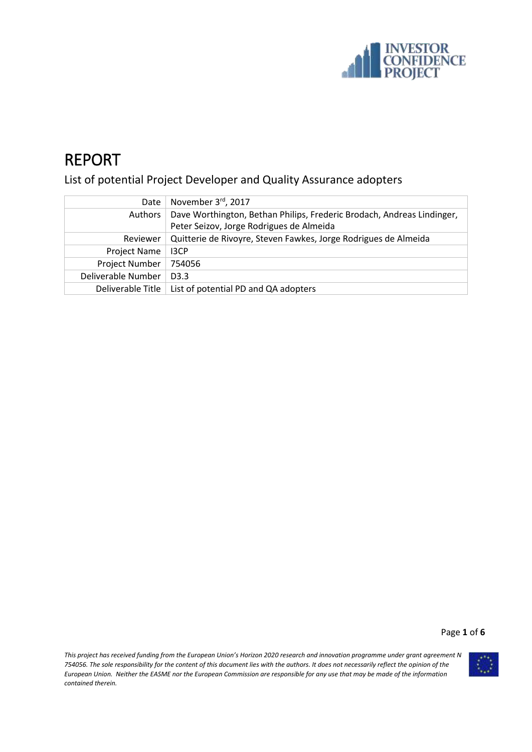# REPORT

List of potential Project Developer and Quality Assurance adopters

| | |
|---|---|
| Date | November 3rd, 2017 |
| Authors | Dave Worthington, Bethan Philips, Frederic Brodach, Andreas Lindinger, Peter Seizov, Jorge Rodrigues de Almeida |
| Reviewer | Quitterie de Rivoyre, Steven Fawkes, Jorge Rodrigues de Almeida |
| Project Name | I3CP |
| Project Number | 754056 |
| Deliverable Number | D3.3 |
| Deliverable Title | List of potential PD and QA adopters |

*This project has received funding from the European Union's Horizon 2020 research and innovation programme under grant agreement N 754056. The sole responsibility for the content of this document lies with the authors. It does not necessarily reflect the opinion of the European Union. Neither the EASME nor the European Commission are responsible for any use that may be made of the information contained therein.*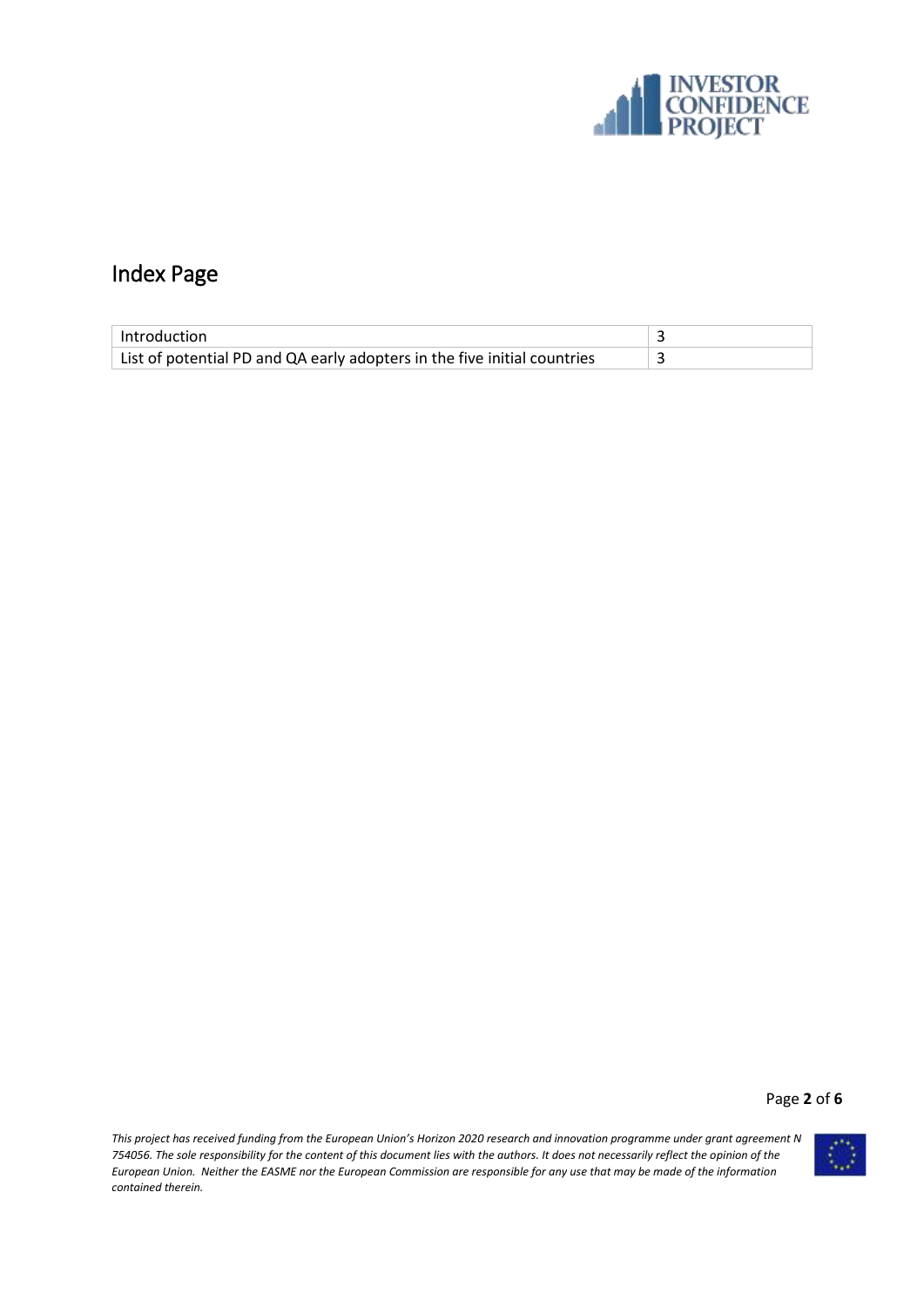## Index Page

| | |
|---|---|
| Introduction | 3 |
| List of potential PD and QA early adopters in the five initial countries | 3 |

*This project has received funding from the European Union's Horizon 2020 research and innovation programme under grant agreement N 754056. The sole responsibility for the content of this document lies with the authors. It does not necessarily reflect the opinion of the European Union. Neither the EASME nor the European Commission are responsible for any use that may be made of the information contained therein.*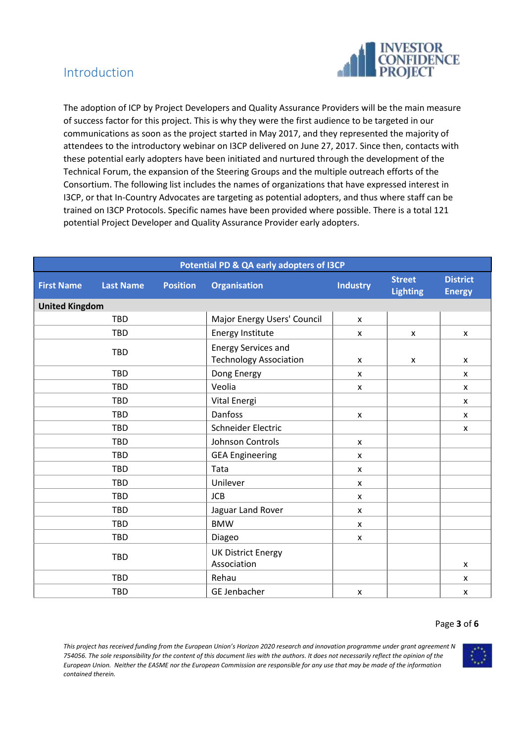## Introduction

The adoption of ICP by Project Developers and Quality Assurance Providers will be the main measure of success factor for this project. This is why they were the first audience to be targeted in our communications as soon as the project started in May 2017, and they represented the majority of attendees to the introductory webinar on I3CP delivered on June 27, 2017. Since then, contacts with these potential early adopters have been initiated and nurtured through the development of the Technical Forum, the expansion of the Steering Groups and the multiple outreach efforts of the Consortium. The following list includes the names of organizations that have expressed interest in I3CP, or that In-Country Advocates are targeting as potential adopters, and thus where staff can be trained on I3CP Protocols. Specific names have been provided where possible. There is a total 121 potential Project Developer and Quality Assurance Provider early adopters.

| Potential PD & QA early adopters of I3CP | | | | | | |
|---|---|---|---|---|---|---|
| **First Name** | **Last Name** | **Position** | **Organisation** | **Industry** | **Street Lighting** | **District Energy** |
| **United Kingdom** | | | | | | |
| | TBD | | Major Energy Users' Council | x | | |
| | TBD | | Energy Institute | x | x | x |
| | TBD | | Energy Services and Technology Association | x | x | x |
| | TBD | | Dong Energy | x | | x |
| | TBD | | Veolia | x | | x |
| | TBD | | Vital Energi | | | x |
| | TBD | | Danfoss | x | | x |
| | TBD | | Schneider Electric | | | x |
| | TBD | | Johnson Controls | x | | |
| | TBD | | GEA Engineering | x | | |
| | TBD | | Tata | x | | |
| | TBD | | Unilever | x | | |
| | TBD | | JCB | x | | |
| | TBD | | Jaguar Land Rover | x | | |
| | TBD | | BMW | x | | |
| | TBD | | Diageo | x | | |
| | TBD | | UK District Energy Association | | | x |
| | TBD | | Rehau | | | x |
| | TBD | | GE Jenbacher | x | | x |

*This project has received funding from the European Union's Horizon 2020 research and innovation programme under grant agreement N 754056. The sole responsibility for the content of this document lies with the authors. It does not necessarily reflect the opinion of the European Union. Neither the EASME nor the European Commission are responsible for any use that may be made of the information contained therein.*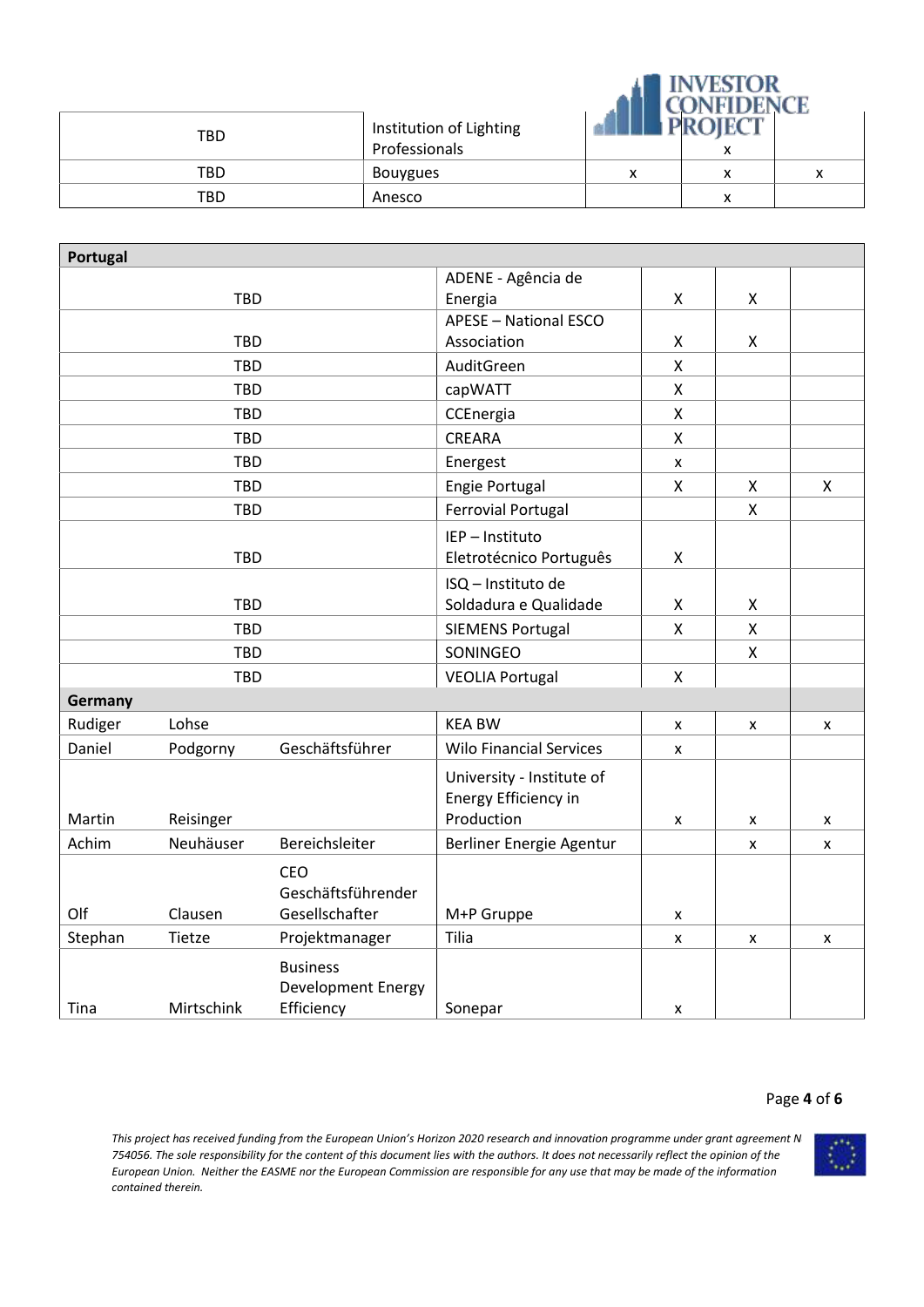| TBD | Institution of Lighting Professionals | | x | |
|---|---|---|---|---|
| TBD | Bouygues | x | x | x |
| TBD | Anesco | | x | |

| Portugal | | | | | | |
|---|---|---|---|---|---|---|
| TBD | | | ADENE - Agência de Energia | X | X | |
| TBD | | | APESE – National ESCO Association | X | X | |
| TBD | | | AuditGreen | X | | |
| TBD | | | capWATT | X | | |
| TBD | | | CCEnergia | X | | |
| TBD | | | CREARA | X | | |
| TBD | | | Energest | x | | |
| TBD | | | Engie Portugal | X | X | X |
| TBD | | | Ferrovial Portugal | | X | |
| TBD | | | IEP – Instituto Eletrotécnico Português | X | | |
| TBD | | | ISQ – Instituto de Soldadura e Qualidade | X | X | |
| TBD | | | SIEMENS Portugal | X | X | |
| TBD | | | SONINGEO | | X | |
| TBD | | | VEOLIA Portugal | X | | |
| **Germany** | | | | | | |
| Rudiger | Lohse | | KEA BW | x | x | x |
| Daniel | Podgorny | Geschäftsführer | Wilo Financial Services | x | | |
| Martin | Reisinger | | University - Institute of Energy Efficiency in Production | x | x | x |
| Achim | Neuhäuser | Bereichsleiter | Berliner Energie Agentur | | x | x |
| Olf | Clausen | CEO Geschäftsführender Gesellschafter | M+P Gruppe | x | | |
| Stephan | Tietze | Projektmanager | Tilia | x | x | x |
| Tina | Mirtschink | Business Development Energy Efficiency | Sonepar | x | | |

*This project has received funding from the European Union's Horizon 2020 research and innovation programme under grant agreement N 754056. The sole responsibility for the content of this document lies with the authors. It does not necessarily reflect the opinion of the European Union. Neither the EASME nor the European Commission are responsible for any use that may be made of the information contained therein.*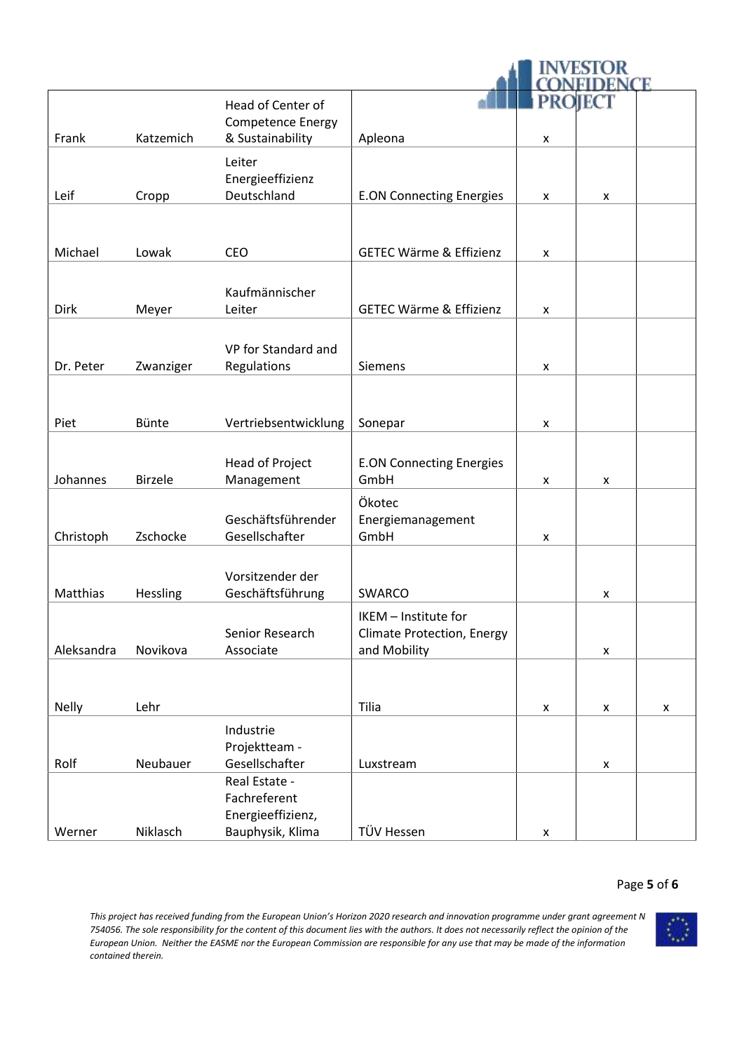| | | | | | | |
|---|---|---|---|---|---|---|
| Frank | Katzemich | Head of Center of Competence Energy & Sustainability | Apleona | x | | |
| Leif | Cropp | Leiter Energieeffizienz Deutschland | E.ON Connecting Energies | x | x | |
| Michael | Lowak | CEO | GETEC Wärme & Effizienz | x | | |
| Dirk | Meyer | Kaufmännischer Leiter | GETEC Wärme & Effizienz | x | | |
| Dr. Peter | Zwanziger | VP for Standard and Regulations | Siemens | x | | |
| Piet | Bünte | Vertriebsentwicklung | Sonepar | x | | |
| Johannes | Birzele | Head of Project Management | E.ON Connecting Energies GmbH | x | x | |
| Christoph | Zschocke | Geschäftsführender Gesellschafter | Ökotec Energiemanagement GmbH | x | | |
| Matthias | Hessling | Vorsitzender der Geschäftsführung | SWARCO | | x | |
| Aleksandra | Novikova | Senior Research Associate | IKEM – Institute for Climate Protection, Energy and Mobility | | x | |
| Nelly | Lehr | | Tilia | x | x | x |
| Rolf | Neubauer | Industrie Projektteam - Gesellschafter | Luxstream | | x | |
| Werner | Niklasch | Real Estate - Fachreferent Energieeffizienz, Bauphysik, Klima | TÜV Hessen | x | | |

*This project has received funding from the European Union's Horizon 2020 research and innovation programme under grant agreement N 754056. The sole responsibility for the content of this document lies with the authors. It does not necessarily reflect the opinion of the European Union. Neither the EASME nor the European Commission are responsible for any use that may be made of the information contained therein.*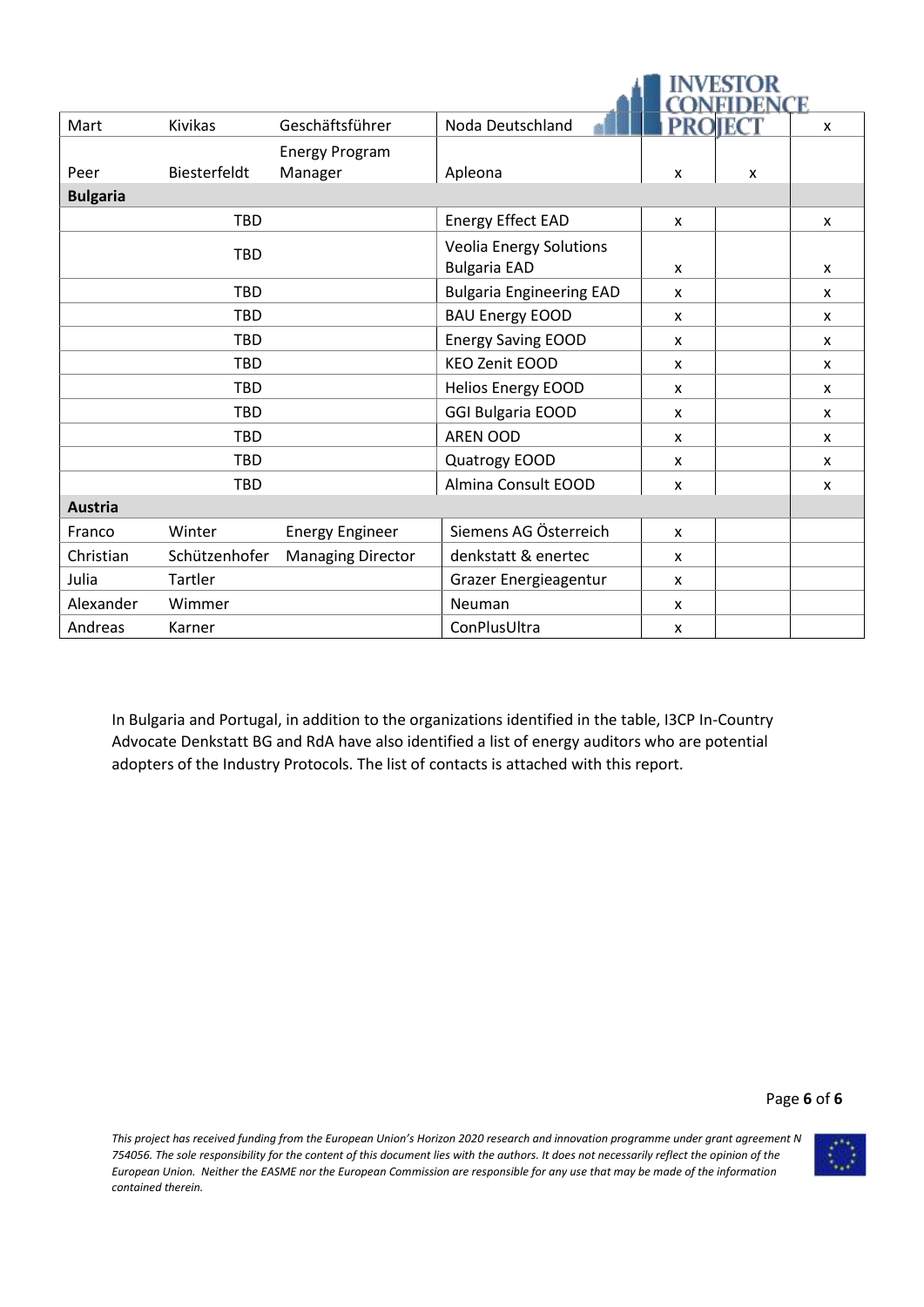| | | | | | | |
|---|---|---|---|---|---|---|
| Mart | Kivikas | Geschäftsführer | Noda Deutschland | | | x |
| Peer | Biesterfeldt | Energy Program Manager | Apleona | x | x | |
| **Bulgaria** | | | | | | |
| | TBD | | Energy Effect EAD | x | | x |
| | TBD | | Veolia Energy Solutions Bulgaria EAD | x | | x |
| | TBD | | Bulgaria Engineering EAD | x | | x |
| | TBD | | BAU Energy EOOD | x | | x |
| | TBD | | Energy Saving EOOD | x | | x |
| | TBD | | KEO Zenit EOOD | x | | x |
| | TBD | | Helios Energy EOOD | x | | x |
| | TBD | | GGI Bulgaria EOOD | x | | x |
| | TBD | | AREN OOD | x | | x |
| | TBD | | Quatrogy EOOD | x | | x |
| | TBD | | Almina Consult EOOD | x | | x |
| **Austria** | | | | | | |
| Franco | Winter | Energy Engineer | Siemens AG Österreich | x | | |
| Christian | Schützenhofer | Managing Director | denkstatt & enertec | x | | |
| Julia | Tartler | | Grazer Energieagentur | x | | |
| Alexander | Wimmer | | Neuman | x | | |
| Andreas | Karner | | ConPlusUltra | x | | |

In Bulgaria and Portugal, in addition to the organizations identified in the table, I3CP In-Country Advocate Denkstatt BG and RdA have also identified a list of energy auditors who are potential adopters of the Industry Protocols. The list of contacts is attached with this report.

*This project has received funding from the European Union's Horizon 2020 research and innovation programme under grant agreement N 754056. The sole responsibility for the content of this document lies with the authors. It does not necessarily reflect the opinion of the European Union. Neither the EASME nor the European Commission are responsible for any use that may be made of the information contained therein.*